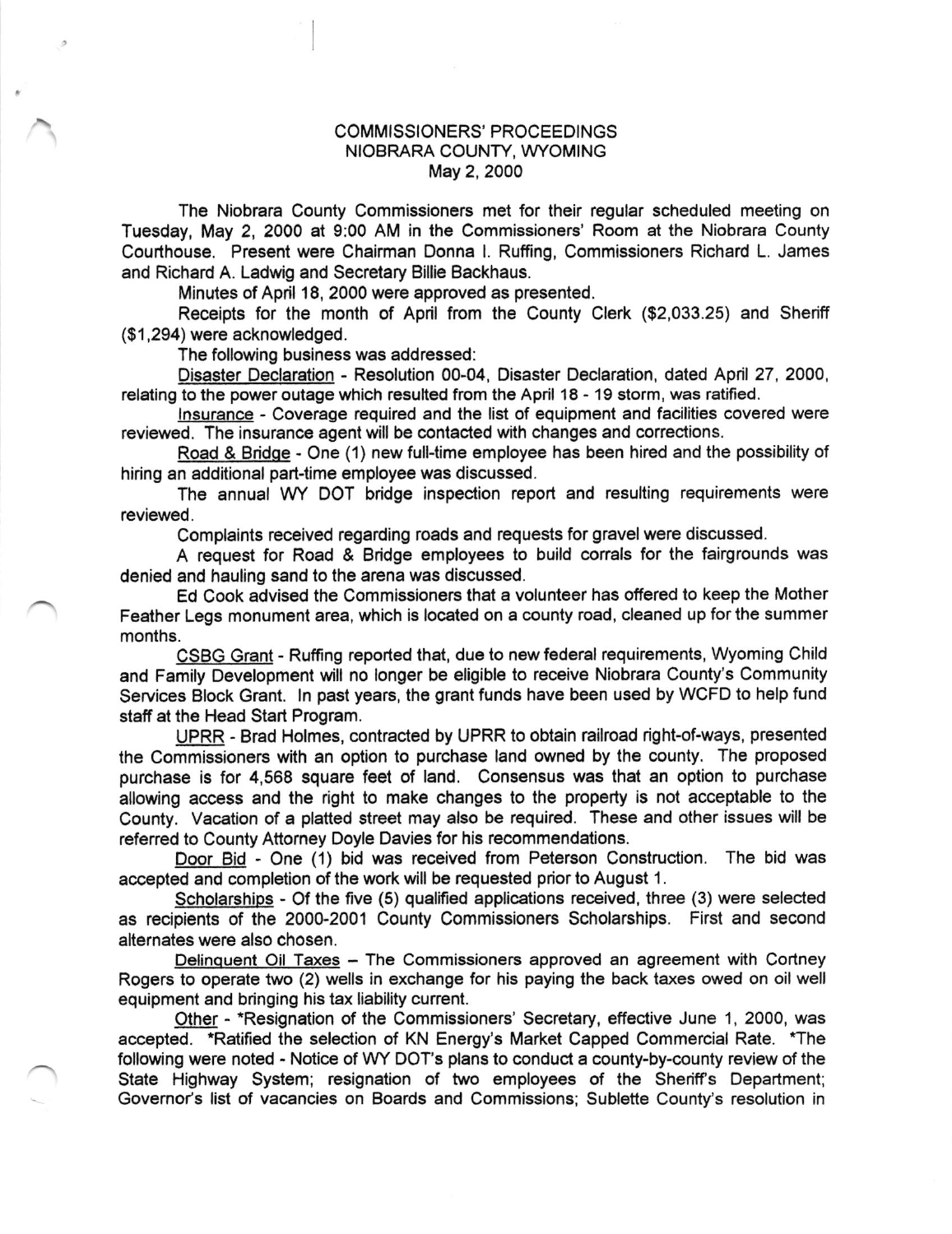# COMMISSIONERS' PROCEEDINGS
## NIOBRARA COUNTY, WYOMING
### May 2, 2000

The Niobrara County Commissioners met for their regular scheduled meeting on Tuesday, May 2, 2000 at 9:00 AM in the Commissioners' Room at the Niobrara County Courthouse. Present were Chairman Donna I. Ruffing, Commissioners Richard L. James and Richard A. Ladwig and Secretary Billie Backhaus.

Minutes of April 18, 2000 were approved as presented.

Receipts for the month of April from the County Clerk ($2,033.25) and Sheriff ($1,294) were acknowledged.

The following business was addressed:

Disaster Declaration - Resolution 00-04, Disaster Declaration, dated April 27, 2000, relating to the power outage which resulted from the April 18 - 19 storm, was ratified.

Insurance - Coverage required and the list of equipment and facilities covered were reviewed. The insurance agent will be contacted with changes and corrections.

Road & Bridge - One (1) new full-time employee has been hired and the possibility of hiring an additional part-time employee was discussed.

The annual WY DOT bridge inspection report and resulting requirements were reviewed.

Complaints received regarding roads and requests for gravel were discussed.

A request for Road & Bridge employees to build corrals for the fairgrounds was denied and hauling sand to the arena was discussed.

Ed Cook advised the Commissioners that a volunteer has offered to keep the Mother Feather Legs monument area, which is located on a county road, cleaned up for the summer months.

CSBG Grant - Ruffing reported that, due to new federal requirements, Wyoming Child and Family Development will no longer be eligible to receive Niobrara County's Community Services Block Grant. In past years, the grant funds have been used by WCFD to help fund staff at the Head Start Program.

UPRR - Brad Holmes, contracted by UPRR to obtain railroad right-of-ways, presented the Commissioners with an option to purchase land owned by the county. The proposed purchase is for 4,568 square feet of land. Consensus was that an option to purchase allowing access and the right to make changes to the property is not acceptable to the County. Vacation of a platted street may also be required. These and other issues will be referred to County Attorney Doyle Davies for his recommendations.

Door Bid - One (1) bid was received from Peterson Construction. The bid was accepted and completion of the work will be requested prior to August 1.

Scholarships - Of the five (5) qualified applications received, three (3) were selected as recipients of the 2000-2001 County Commissioners Scholarships. First and second alternates were also chosen.

Delinquent Oil Taxes – The Commissioners approved an agreement with Cortney Rogers to operate two (2) wells in exchange for his paying the back taxes owed on oil well equipment and bringing his tax liability current.

Other - *Resignation of the Commissioners' Secretary, effective June 1, 2000, was accepted. *Ratified the selection of KN Energy's Market Capped Commercial Rate. *The following were noted - Notice of WY DOT's plans to conduct a county-by-county review of the State Highway System; resignation of two employees of the Sheriff's Department; Governor's list of vacancies on Boards and Commissions; Sublette County's resolution in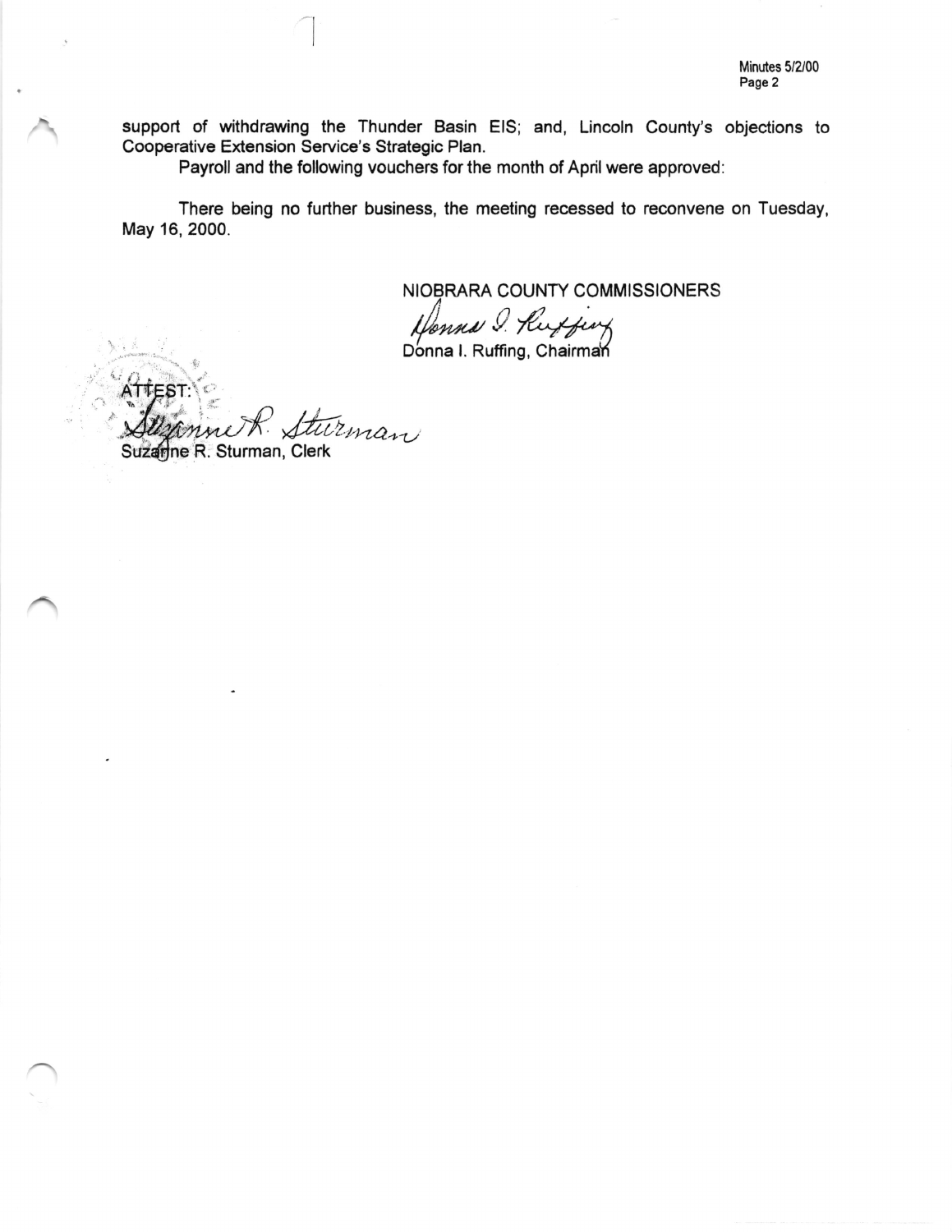support of withdrawing the Thunder Basin EIS; and, Lincoln County's objections to Cooperative Extension Service's Strategic Plan.

Payroll and the following vouchers for the month of April were approved:

There being no further business, the meeting recessed to reconvene on Tuesday, May 16, 2000.

NIOBRARA COUNTY COMMISSIONERS

Donna I. Ruffing, Chairman

ATTEST:

Suzanne R. Sturman, Clerk